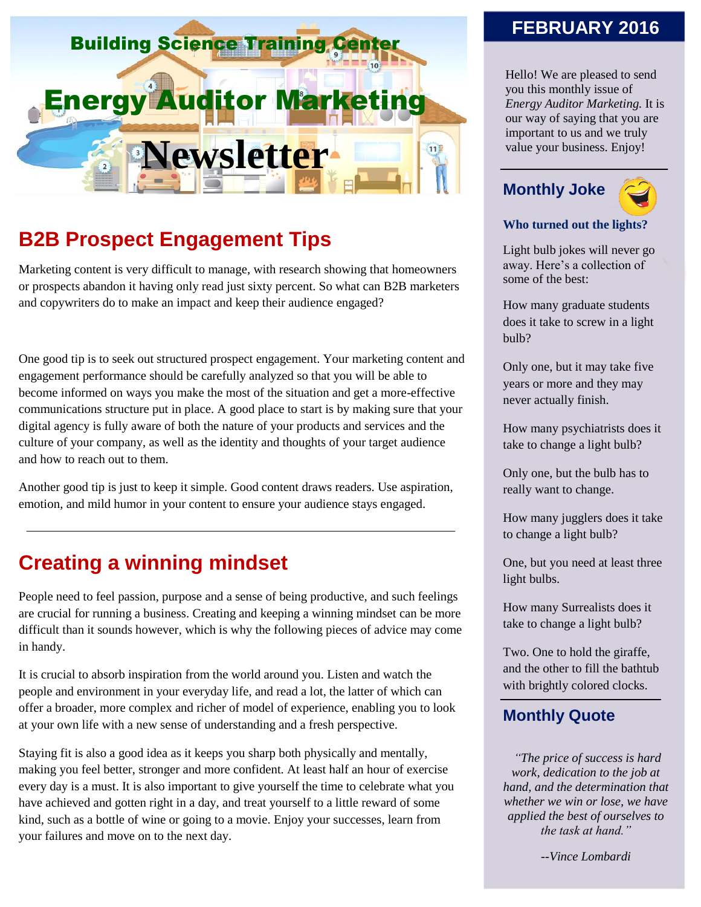# Building Science Training Center

# Energy Auditor Marketing Newsletter

## FEBRUARY 2016

Hello! We are pleased to send you this monthly issue of *Energy Auditor Marketing.* It is our way of saying that you are important to us and we truly value your business. Enjoy!

## B2B Prospect Engagement Tips

Marketing content is very difficult to manage, with research showing that homeowners or prospects abandon it having only read just sixty percent. So what can B2B marketers and copywriters do to make an impact and keep their audience engaged?

One good tip is to seek out structured prospect engagement. Your marketing content and engagement performance should be carefully analyzed so that you will be able to become informed on ways you make the most of the situation and get a more-effective communications structure put in place. A good place to start is by making sure that your digital agency is fully aware of both the nature of your products and services and the culture of your company, as well as the identity and thoughts of your target audience and how to reach out to them.

Another good tip is just to keep it simple. Good content draws readers. Use aspiration, emotion, and mild humor in your content to ensure your audience stays engaged.

---

## Creating a winning mindset

People need to feel passion, purpose and a sense of being productive, and such feelings are crucial for running a business. Creating and keeping a winning mindset can be more difficult than it sounds however, which is why the following pieces of advice may come in handy.

It is crucial to absorb inspiration from the world around you. Listen and watch the people and environment in your everyday life, and read a lot, the latter of which can offer a broader, more complex and richer of model of experience, enabling you to look at your own life with a new sense of understanding and a fresh perspective.

Staying fit is also a good idea as it keeps you sharp both physically and mentally, making you feel better, stronger and more confident. At least half an hour of exercise every day is a must. It is also important to give yourself the time to celebrate what you have achieved and gotten right in a day, and treat yourself to a little reward of some kind, such as a bottle of wine or going to a movie. Enjoy your successes, learn from your failures and move on to the next day.

---

## Monthly Joke

**Who turned out the lights?**

Light bulb jokes will never go away. Here's a collection of some of the best:

How many graduate students does it take to screw in a light bulb?

Only one, but it may take five years or more and they may never actually finish.

How many psychiatrists does it take to change a light bulb?

Only one, but the bulb has to really want to change.

How many jugglers does it take to change a light bulb?

One, but you need at least three light bulbs.

How many Surrealists does it take to change a light bulb?

Two. One to hold the giraffe, and the other to fill the bathtub with brightly colored clocks.

---

## Monthly Quote

*"The price of success is hard work, dedication to the job at hand, and the determination that whether we win or lose, we have applied the best of ourselves to the task at hand."*

*--Vince Lombardi*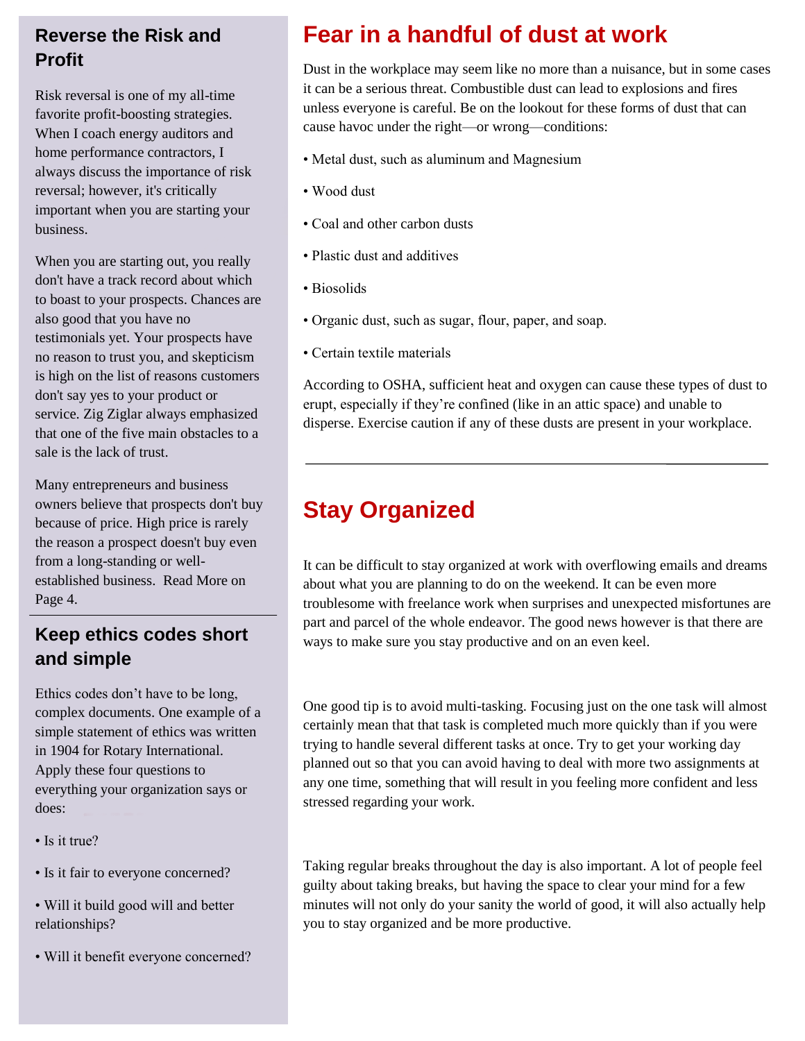## Reverse the Risk and Profit

Risk reversal is one of my all-time favorite profit-boosting strategies. When I coach energy auditors and home performance contractors, I always discuss the importance of risk reversal; however, it's critically important when you are starting your business.

When you are starting out, you really don't have a track record about which to boast to your prospects. Chances are also good that you have no testimonials yet. Your prospects have no reason to trust you, and skepticism is high on the list of reasons customers don't say yes to your product or service. Zig Ziglar always emphasized that one of the five main obstacles to a sale is the lack of trust.

Many entrepreneurs and business owners believe that prospects don't buy because of price. High price is rarely the reason a prospect doesn't buy even from a long-standing or well-established business. Read More on Page 4.

---

## Keep ethics codes short and simple

Ethics codes don't have to be long, complex documents. One example of a simple statement of ethics was written in 1904 for Rotary International. Apply these four questions to everything your organization says or does:

- Is it true?
- Is it fair to everyone concerned?
- Will it build good will and better relationships?
- Will it benefit everyone concerned?

# Fear in a handful of dust at work

Dust in the workplace may seem like no more than a nuisance, but in some cases it can be a serious threat. Combustible dust can lead to explosions and fires unless everyone is careful. Be on the lookout for these forms of dust that can cause havoc under the right—or wrong—conditions:

- Metal dust, such as aluminum and Magnesium
- Wood dust
- Coal and other carbon dusts
- Plastic dust and additives
- Biosolids
- Organic dust, such as sugar, flour, paper, and soap.
- Certain textile materials

According to OSHA, sufficient heat and oxygen can cause these types of dust to erupt, especially if they're confined (like in an attic space) and unable to disperse. Exercise caution if any of these dusts are present in your workplace.

---

# Stay Organized

It can be difficult to stay organized at work with overflowing emails and dreams about what you are planning to do on the weekend. It can be even more troublesome with freelance work when surprises and unexpected misfortunes are part and parcel of the whole endeavor. The good news however is that there are ways to make sure you stay productive and on an even keel.

One good tip is to avoid multi-tasking. Focusing just on the one task will almost certainly mean that that task is completed much more quickly than if you were trying to handle several different tasks at once. Try to get your working day planned out so that you can avoid having to deal with more two assignments at any one time, something that will result in you feeling more confident and less stressed regarding your work.

Taking regular breaks throughout the day is also important. A lot of people feel guilty about taking breaks, but having the space to clear your mind for a few minutes will not only do your sanity the world of good, it will also actually help you to stay organized and be more productive.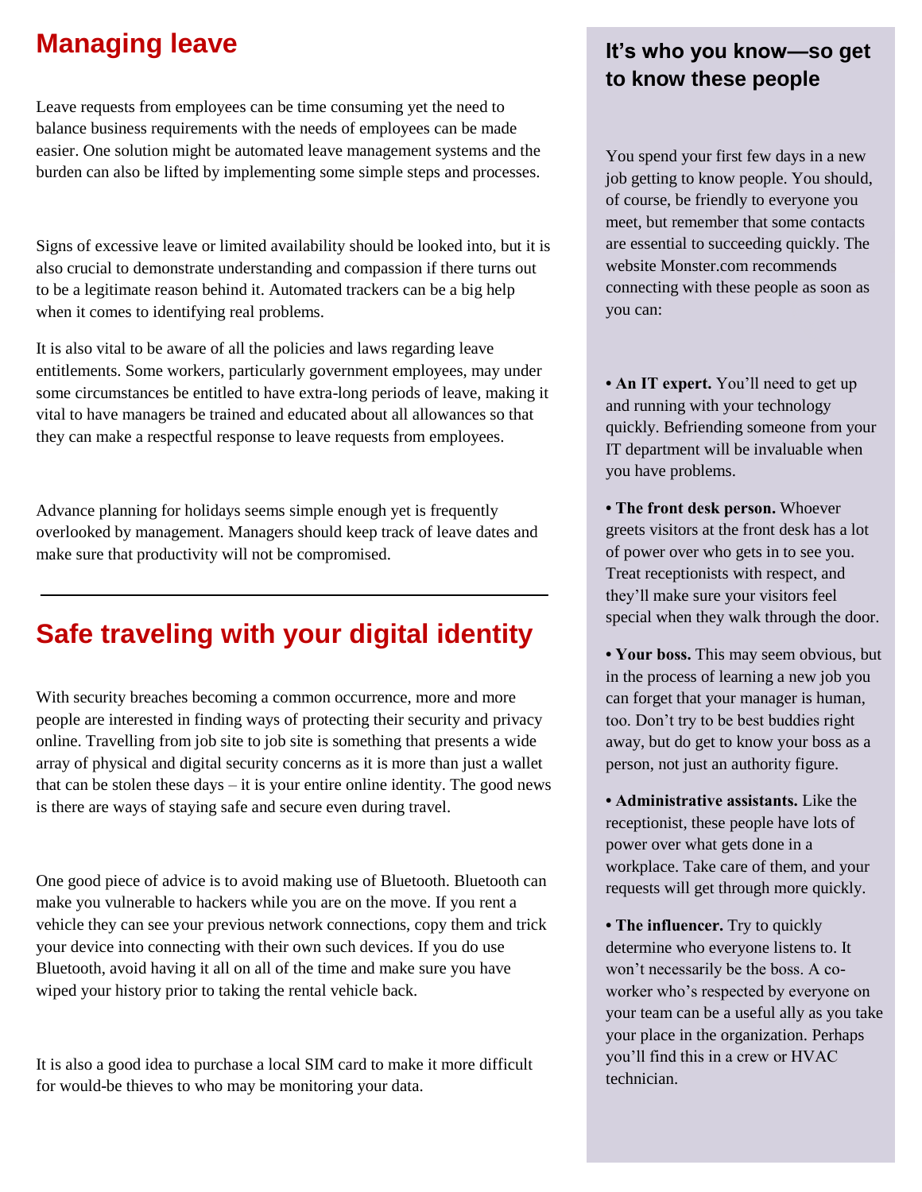# Managing leave

Leave requests from employees can be time consuming yet the need to balance business requirements with the needs of employees can be made easier. One solution might be automated leave management systems and the burden can also be lifted by implementing some simple steps and processes.

Signs of excessive leave or limited availability should be looked into, but it is also crucial to demonstrate understanding and compassion if there turns out to be a legitimate reason behind it. Automated trackers can be a big help when it comes to identifying real problems.

It is also vital to be aware of all the policies and laws regarding leave entitlements. Some workers, particularly government employees, may under some circumstances be entitled to have extra-long periods of leave, making it vital to have managers be trained and educated about all allowances so that they can make a respectful response to leave requests from employees.

Advance planning for holidays seems simple enough yet is frequently overlooked by management. Managers should keep track of leave dates and make sure that productivity will not be compromised.

---

# Safe traveling with your digital identity

With security breaches becoming a common occurrence, more and more people are interested in finding ways of protecting their security and privacy online. Travelling from job site to job site is something that presents a wide array of physical and digital security concerns as it is more than just a wallet that can be stolen these days – it is your entire online identity. The good news is there are ways of staying safe and secure even during travel.

One good piece of advice is to avoid making use of Bluetooth. Bluetooth can make you vulnerable to hackers while you are on the move. If you rent a vehicle they can see your previous network connections, copy them and trick your device into connecting with their own such devices. If you do use Bluetooth, avoid having it all on all of the time and make sure you have wiped your history prior to taking the rental vehicle back.

It is also a good idea to purchase a local SIM card to make it more difficult for would-be thieves to who may be monitoring your data.

## It's who you know—so get to know these people

You spend your first few days in a new job getting to know people. You should, of course, be friendly to everyone you meet, but remember that some contacts are essential to succeeding quickly. The website Monster.com recommends connecting with these people as soon as you can:

- **An IT expert.** You'll need to get up and running with your technology quickly. Befriending someone from your IT department will be invaluable when you have problems.
- **The front desk person.** Whoever greets visitors at the front desk has a lot of power over who gets in to see you. Treat receptionists with respect, and they'll make sure your visitors feel special when they walk through the door.
- **Your boss.** This may seem obvious, but in the process of learning a new job you can forget that your manager is human, too. Don't try to be best buddies right away, but do get to know your boss as a person, not just an authority figure.
- **Administrative assistants.** Like the receptionist, these people have lots of power over what gets done in a workplace. Take care of them, and your requests will get through more quickly.
- **The influencer.** Try to quickly determine who everyone listens to. It won't necessarily be the boss. A co-worker who's respected by everyone on your team can be a useful ally as you take your place in the organization. Perhaps you'll find this in a crew or HVAC technician.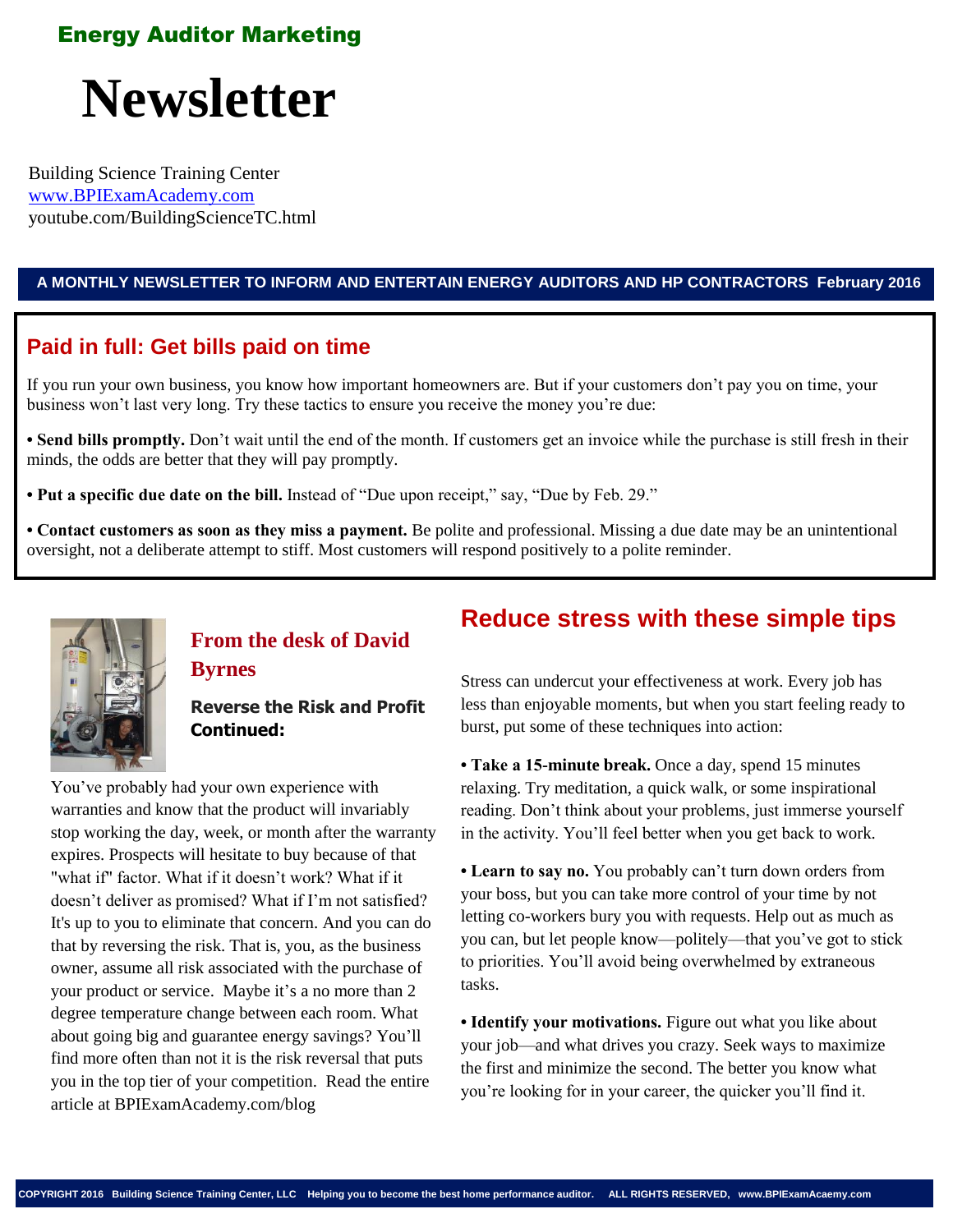**Energy Auditor Marketing**

# Newsletter

Building Science Training Center
www.BPIExamAcademy.com
youtube.com/BuildingScienceTC.html

**A MONTHLY NEWSLETTER TO INFORM AND ENTERTAIN ENERGY AUDITORS AND HP CONTRACTORS February 2016**

## Paid in full: Get bills paid on time

If you run your own business, you know how important homeowners are. But if your customers don't pay you on time, your business won't last very long. Try these tactics to ensure you receive the money you're due:

• **Send bills promptly.** Don't wait until the end of the month. If customers get an invoice while the purchase is still fresh in their minds, the odds are better that they will pay promptly.

• **Put a specific due date on the bill.** Instead of "Due upon receipt," say, "Due by Feb. 29."

• **Contact customers as soon as they miss a payment.** Be polite and professional. Missing a due date may be an unintentional oversight, not a deliberate attempt to stiff. Most customers will respond positively to a polite reminder.

## From the desk of David Byrnes

### Reverse the Risk and Profit Continued:

You've probably had your own experience with warranties and know that the product will invariably stop working the day, week, or month after the warranty expires. Prospects will hesitate to buy because of that "what if" factor. What if it doesn't work? What if it doesn't deliver as promised? What if I'm not satisfied? It's up to you to eliminate that concern. And you can do that by reversing the risk. That is, you, as the business owner, assume all risk associated with the purchase of your product or service. Maybe it's a no more than 2 degree temperature change between each room. What about going big and guarantee energy savings? You'll find more often than not it is the risk reversal that puts you in the top tier of your competition. Read the entire article at BPIExamAcademy.com/blog

## Reduce stress with these simple tips

Stress can undercut your effectiveness at work. Every job has less than enjoyable moments, but when you start feeling ready to burst, put some of these techniques into action:

• **Take a 15-minute break.** Once a day, spend 15 minutes relaxing. Try meditation, a quick walk, or some inspirational reading. Don't think about your problems, just immerse yourself in the activity. You'll feel better when you get back to work.

• **Learn to say no.** You probably can't turn down orders from your boss, but you can take more control of your time by not letting co-workers bury you with requests. Help out as much as you can, but let people know—politely—that you've got to stick to priorities. You'll avoid being overwhelmed by extraneous tasks.

• **Identify your motivations.** Figure out what you like about your job—and what drives you crazy. Seek ways to maximize the first and minimize the second. The better you know what you're looking for in your career, the quicker you'll find it.

COPYRIGHT 2016 Building Science Training Center, LLC Helping you to become the best home performance auditor. ALL RIGHTS RESERVED, www.BPIExamAcaemy.com